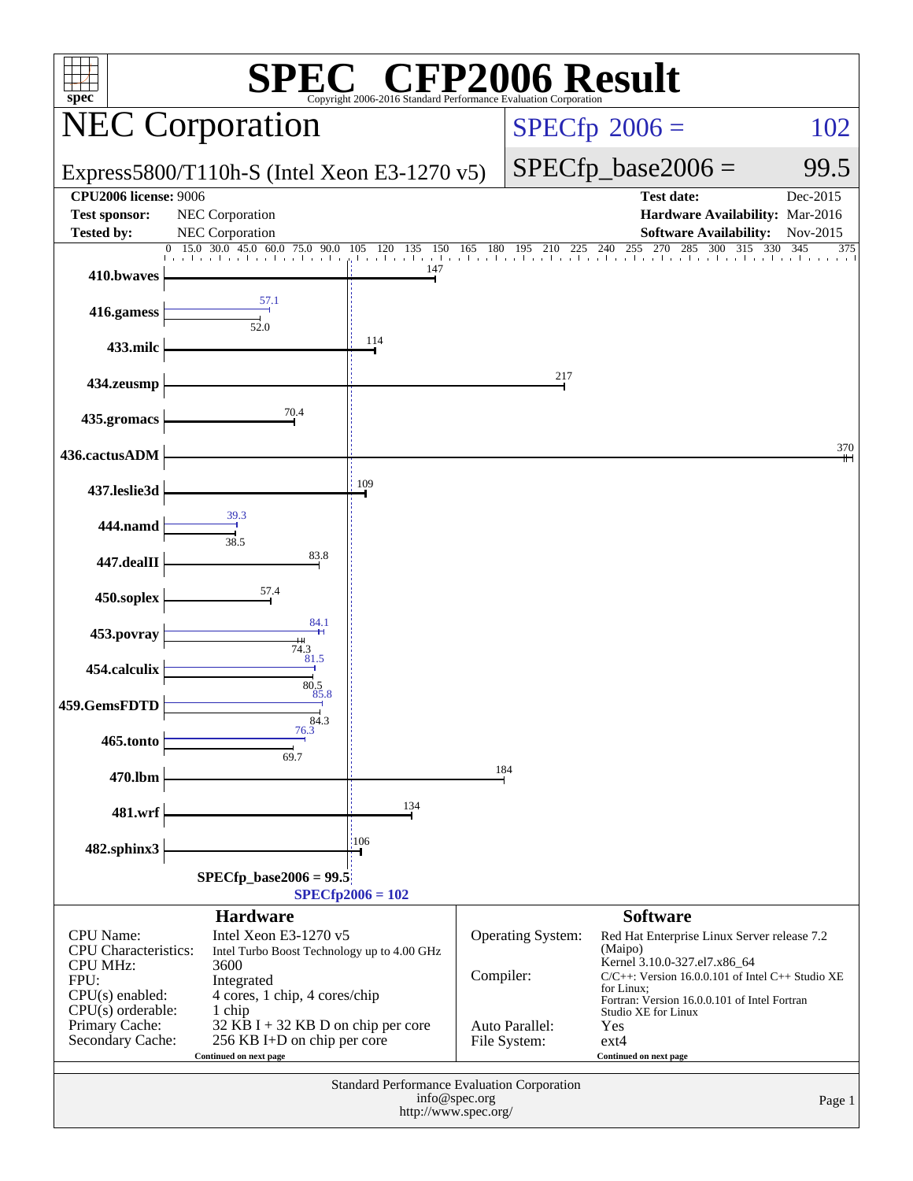# SPEC® CFP2006 Result

Copyright 2006-2016 Standard Performance Evaluation Corporation

## NEC Corporation

Express5800/T110h-S (Intel Xeon E3-1270 v5)

SPECfp 2006 = 102

SPECfp_base2006 = 99.5

| | | | |
|---|---|---|---|
| **CPU2006 license:** 9006 | | **Test date:** | Dec-2015 |
| **Test sponsor:** | NEC Corporation | **Hardware Availability:** | Mar-2016 |
| **Tested by:** | NEC Corporation | **Software Availability:** | Nov-2015 |

| Benchmark | Base | Peak |
|---|---|---|
| 410.bwaves | 147 | |
| 416.gamess | 52.0 | 57.1 |
| 433.milc | 114 | |
| 434.zeusmp | 217 | |
| 435.gromacs | 70.4 | |
| 436.cactusADM | 370 | |
| 437.leslie3d | 109 | |
| 444.namd | 38.5 | 39.3 |
| 447.dealII | 83.8 | |
| 450.soplex | 57.4 | |
| 453.povray | 74.3 | 84.1 |
| 454.calculix | 80.5 | 81.5 |
| 459.GemsFDTD | 84.3 | 85.8 |
| 465.tonto | 69.7 | 76.3 |
| 470.lbm | 184 | |
| 481.wrf | 134 | |
| 482.sphinx3 | 106 | |

SPECfp_base2006 = 99.5

SPECfp2006 = 102

### Hardware

| | |
|---|---|
| CPU Name: | Intel Xeon E3-1270 v5 |
| CPU Characteristics: | Intel Turbo Boost Technology up to 4.00 GHz |
| CPU MHz: | 3600 |
| FPU: | Integrated |
| CPU(s) enabled: | 4 cores, 1 chip, 4 cores/chip |
| CPU(s) orderable: | 1 chip |
| Primary Cache: | 32 KB I + 32 KB D on chip per core |
| Secondary Cache: | 256 KB I+D on chip per core |

Continued on next page

### Software

| | |
|---|---|
| Operating System: | Red Hat Enterprise Linux Server release 7.2 (Maipo) Kernel 3.10.0-327.el7.x86_64 |
| Compiler: | C/C++: Version 16.0.0.101 of Intel C++ Studio XE for Linux; Fortran: Version 16.0.0.101 of Intel Fortran Studio XE for Linux |
| Auto Parallel: | Yes |
| File System: | ext4 |

Continued on next page

Standard Performance Evaluation Corporation
info@spec.org
http://www.spec.org/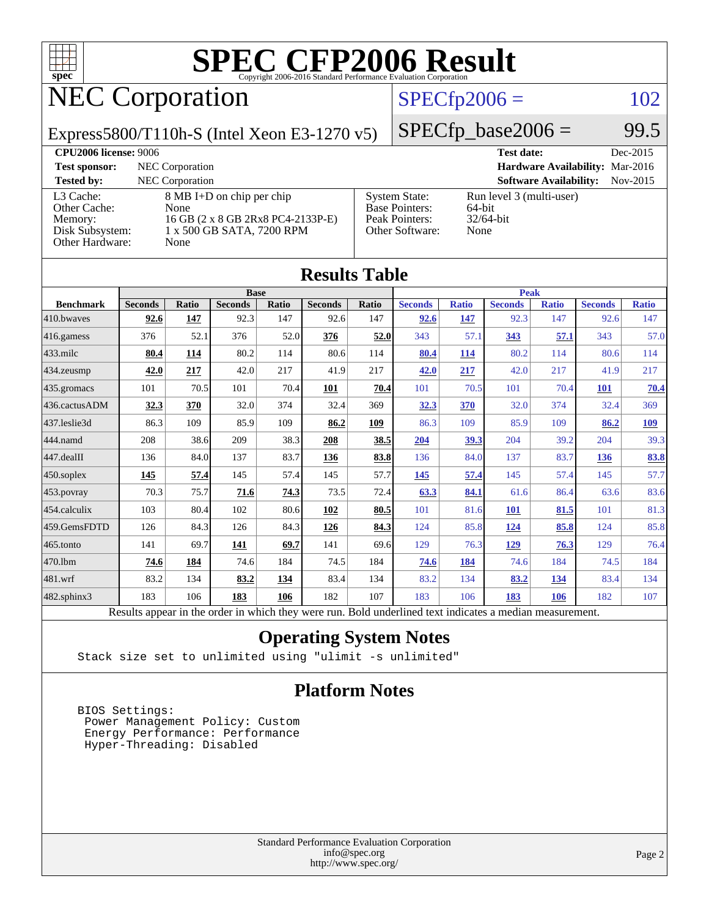# SPEC CFP2006 Result

Copyright 2006-2016 Standard Performance Evaluation Corporation

## NEC Corporation

**Express5800/T110h-S (Intel Xeon E3-1270 v5)**

SPECfp2006 = 102

SPECfp_base2006 = 99.5

| | | | |
|---|---|---|---|
| **CPU2006 license:** 9006 | | **Test date:** | Dec-2015 |
| **Test sponsor:** | NEC Corporation | **Hardware Availability:** | Mar-2016 |
| **Tested by:** | NEC Corporation | **Software Availability:** | Nov-2015 |

| | | | |
|---|---|---|---|
| L3 Cache: | 8 MB I+D on chip per chip | System State: | Run level 3 (multi-user) |
| Other Cache: | None | Base Pointers: | 64-bit |
| Memory: | 16 GB (2 x 8 GB 2Rx8 PC4-2133P-E) | Peak Pointers: | 32/64-bit |
| Disk Subsystem: | 1 x 500 GB SATA, 7200 RPM | Other Software: | None |
| Other Hardware: | None | | |

## Results Table

| | Base | | | | | | Peak | | | | | |
|---|---|---|---|---|---|---|---|---|---|---|---|---|
| **Benchmark** | **Seconds** | **Ratio** | **Seconds** | **Ratio** | **Seconds** | **Ratio** | **Seconds** | **Ratio** | **Seconds** | **Ratio** | **Seconds** | **Ratio** |
| 410.bwaves | **92.6** | **147** | 92.3 | 147 | 92.6 | 147 | **92.6** | **147** | 92.3 | 147 | 92.6 | 147 |
| 416.gamess | 376 | 52.1 | 376 | 52.0 | **376** | **52.0** | 343 | 57.1 | **343** | **57.1** | 343 | 57.0 |
| 433.milc | **80.4** | **114** | 80.2 | 114 | 80.6 | 114 | **80.4** | **114** | 80.2 | 114 | 80.6 | 114 |
| 434.zeusmp | **42.0** | **217** | 42.0 | 217 | 41.9 | 217 | **42.0** | **217** | 42.0 | 217 | 41.9 | 217 |
| 435.gromacs | 101 | 70.5 | 101 | 70.4 | **101** | **70.4** | 101 | 70.5 | 101 | 70.4 | **101** | **70.4** |
| 436.cactusADM | **32.3** | **370** | 32.0 | 374 | 32.4 | 369 | **32.3** | **370** | 32.0 | 374 | 32.4 | 369 |
| 437.leslie3d | 86.3 | 109 | 85.9 | 109 | **86.2** | **109** | 86.3 | 109 | 85.9 | 109 | **86.2** | **109** |
| 444.namd | 208 | 38.6 | 209 | 38.3 | **208** | **38.5** | **204** | **39.3** | 204 | 39.2 | 204 | 39.3 |
| 447.dealII | 136 | 84.0 | 137 | 83.7 | **136** | **83.8** | 136 | 84.0 | 137 | 83.7 | **136** | **83.8** |
| 450.soplex | **145** | **57.4** | 145 | 57.4 | 145 | 57.7 | **145** | **57.4** | 145 | 57.4 | 145 | 57.7 |
| 453.povray | 70.3 | 75.7 | **71.6** | **74.3** | 73.5 | 72.4 | **63.3** | **84.1** | 61.6 | 86.4 | 63.6 | 83.6 |
| 454.calculix | 103 | 80.4 | 102 | 80.6 | **102** | **80.5** | 101 | 81.6 | **101** | **81.5** | 101 | 81.3 |
| 459.GemsFDTD | 126 | 84.3 | 126 | 84.3 | **126** | **84.3** | 124 | 85.8 | **124** | **85.8** | 124 | 85.8 |
| 465.tonto | 141 | 69.7 | **141** | **69.7** | 141 | 69.6 | 129 | 76.3 | **129** | **76.3** | 129 | 76.4 |
| 470.lbm | **74.6** | **184** | 74.6 | 184 | 74.5 | 184 | **74.6** | **184** | 74.6 | 184 | 74.5 | 184 |
| 481.wrf | 83.2 | 134 | **83.2** | **134** | 83.4 | 134 | 83.2 | 134 | **83.2** | **134** | 83.4 | 134 |
| 482.sphinx3 | 183 | 106 | **183** | **106** | 182 | 107 | 183 | 106 | **183** | **106** | 182 | 107 |

Results appear in the order in which they were run. Bold underlined text indicates a median measurement.

## Operating System Notes

```
Stack size set to unlimited using "ulimit -s unlimited"
```

## Platform Notes

```
BIOS Settings:
 Power Management Policy: Custom
 Energy Performance: Performance
 Hyper-Threading: Disabled
```

Standard Performance Evaluation Corporation
info@spec.org
http://www.spec.org/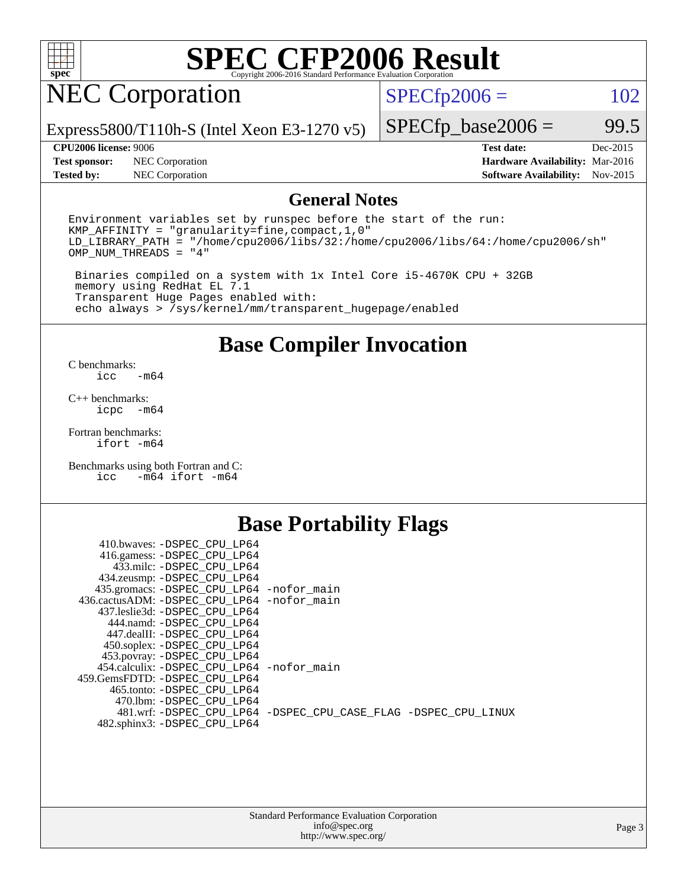# SPEC CFP2006 Result

Copyright 2006-2016 Standard Performance Evaluation Corporation

## NEC Corporation

Express5800/T110h-S (Intel Xeon E3-1270 v5)

SPECfp2006 = 102

SPECfp_base2006 = 99.5

**CPU2006 license:** 9006  
**Test sponsor:** NEC Corporation  
**Tested by:** NEC Corporation

**Test date:** Dec-2015  
**Hardware Availability:** Mar-2016  
**Software Availability:** Nov-2015

## General Notes

```
Environment variables set by runspec before the start of the run:
KMP_AFFINITY = "granularity=fine,compact,1,0"
LD_LIBRARY_PATH = "/home/cpu2006/libs/32:/home/cpu2006/libs/64:/home/cpu2006/sh"
OMP_NUM_THREADS = "4"

 Binaries compiled on a system with 1x Intel Core i5-4670K CPU + 32GB
 memory using RedHat EL 7.1
 Transparent Huge Pages enabled with:
 echo always > /sys/kernel/mm/transparent_hugepage/enabled
```

## Base Compiler Invocation

C benchmarks:
```
icc   -m64
```

C++ benchmarks:
```
icpc  -m64
```

Fortran benchmarks:
```
ifort -m64
```

Benchmarks using both Fortran and C:
```
icc   -m64 ifort -m64
```

## Base Portability Flags

```
     410.bwaves: -DSPEC_CPU_LP64
    416.gamess: -DSPEC_CPU_LP64
       433.milc: -DSPEC_CPU_LP64
    434.zeusmp: -DSPEC_CPU_LP64
   435.gromacs: -DSPEC_CPU_LP64 -nofor_main
 436.cactusADM: -DSPEC_CPU_LP64 -nofor_main
   437.leslie3d: -DSPEC_CPU_LP64
      444.namd: -DSPEC_CPU_LP64
     447.dealII: -DSPEC_CPU_LP64
     450.soplex: -DSPEC_CPU_LP64
     453.povray: -DSPEC_CPU_LP64
   454.calculix: -DSPEC_CPU_LP64 -nofor_main
 459.GemsFDTD: -DSPEC_CPU_LP64
      465.tonto: -DSPEC_CPU_LP64
        470.lbm: -DSPEC_CPU_LP64
        481.wrf: -DSPEC_CPU_LP64 -DSPEC_CPU_CASE_FLAG -DSPEC_CPU_LINUX
    482.sphinx3: -DSPEC_CPU_LP64
```

Standard Performance Evaluation Corporation  
info@spec.org  
http://www.spec.org/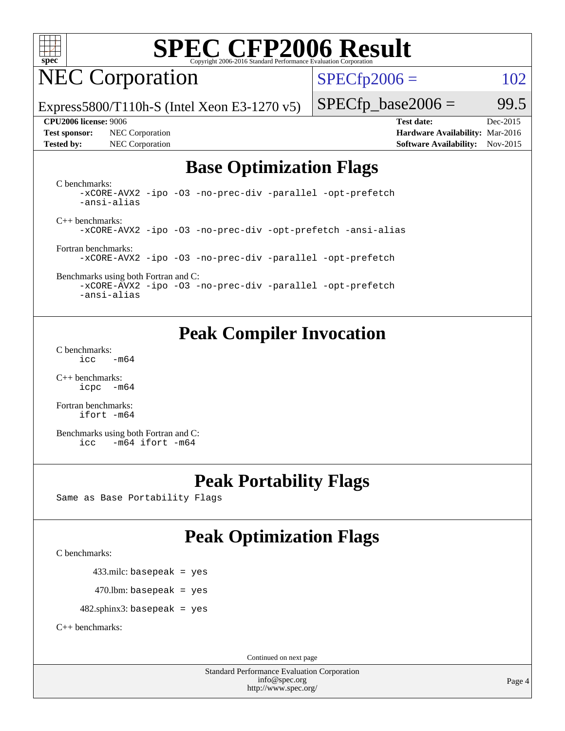# SPEC CFP2006 Result

Copyright 2006-2016 Standard Performance Evaluation Corporation

## NEC Corporation

Express5800/T110h-S (Intel Xeon E3-1270 v5)

SPECfp2006 = 102

SPECfp_base2006 = 99.5

| | | | |
|---|---|---|---|
| **CPU2006 license:** 9006 | | **Test date:** | Dec-2015 |
| **Test sponsor:** | NEC Corporation | **Hardware Availability:** | Mar-2016 |
| **Tested by:** | NEC Corporation | **Software Availability:** | Nov-2015 |

## Base Optimization Flags

C benchmarks:

```
-xCORE-AVX2 -ipo -O3 -no-prec-div -parallel -opt-prefetch
-ansi-alias
```

C++ benchmarks:

```
-xCORE-AVX2 -ipo -O3 -no-prec-div -opt-prefetch -ansi-alias
```

Fortran benchmarks:

```
-xCORE-AVX2 -ipo -O3 -no-prec-div -parallel -opt-prefetch
```

Benchmarks using both Fortran and C:

```
-xCORE-AVX2 -ipo -O3 -no-prec-div -parallel -opt-prefetch
-ansi-alias
```

## Peak Compiler Invocation

C benchmarks:

```
icc   -m64
```

C++ benchmarks:

```
icpc  -m64
```

Fortran benchmarks:

```
ifort -m64
```

Benchmarks using both Fortran and C:

```
icc   -m64 ifort -m64
```

## Peak Portability Flags

Same as Base Portability Flags

## Peak Optimization Flags

C benchmarks:

433.milc: `basepeak = yes`

470.lbm: `basepeak = yes`

482.sphinx3: `basepeak = yes`

C++ benchmarks:

Continued on next page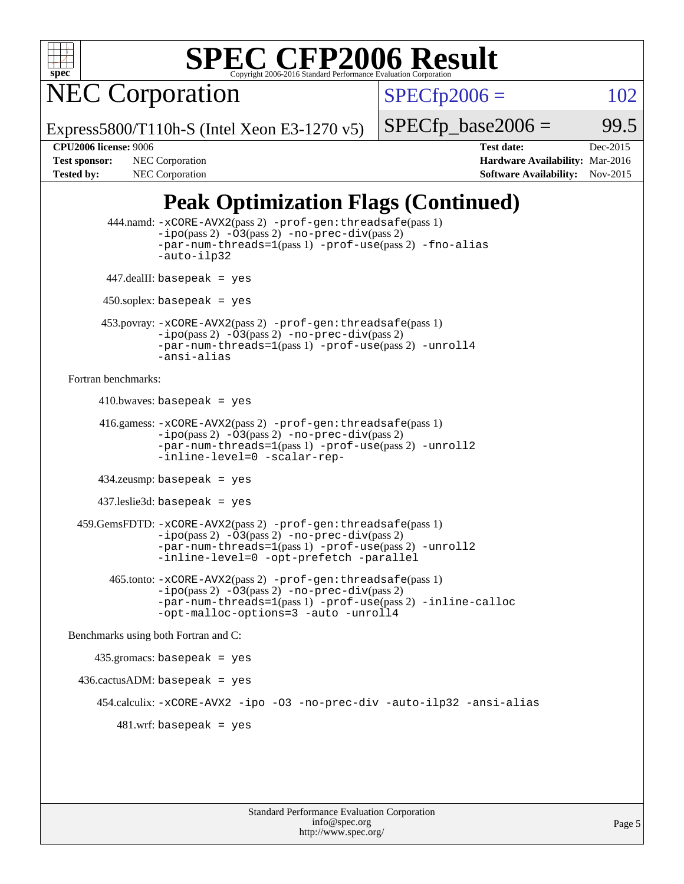# SPEC CFP2006 Result

Copyright 2006-2016 Standard Performance Evaluation Corporation

## NEC Corporation

Express5800/T110h-S (Intel Xeon E3-1270 v5)

SPECfp2006 = 102

SPECfp_base2006 = 99.5

**CPU2006 license:** 9006 **Test date:** Dec-2015

**Test sponsor:** NEC Corporation **Hardware Availability:** Mar-2016

**Tested by:** NEC Corporation **Software Availability:** Nov-2015

# Peak Optimization Flags (Continued)

444.namd: -xCORE-AVX2(pass 2) -prof-gen:threadsafe(pass 1) -ipo(pass 2) -O3(pass 2) -no-prec-div(pass 2) -par-num-threads=1(pass 1) -prof-use(pass 2) -fno-alias -auto-ilp32

447.dealII: basepeak = yes

450.soplex: basepeak = yes

453.povray: -xCORE-AVX2(pass 2) -prof-gen:threadsafe(pass 1) -ipo(pass 2) -O3(pass 2) -no-prec-div(pass 2) -par-num-threads=1(pass 1) -prof-use(pass 2) -unroll4 -ansi-alias

Fortran benchmarks:

410.bwaves: basepeak = yes

416.gamess: -xCORE-AVX2(pass 2) -prof-gen:threadsafe(pass 1) -ipo(pass 2) -O3(pass 2) -no-prec-div(pass 2) -par-num-threads=1(pass 1) -prof-use(pass 2) -unroll2 -inline-level=0 -scalar-rep-

434.zeusmp: basepeak = yes

437.leslie3d: basepeak = yes

459.GemsFDTD: -xCORE-AVX2(pass 2) -prof-gen:threadsafe(pass 1) -ipo(pass 2) -O3(pass 2) -no-prec-div(pass 2) -par-num-threads=1(pass 1) -prof-use(pass 2) -unroll2 -inline-level=0 -opt-prefetch -parallel

465.tonto: -xCORE-AVX2(pass 2) -prof-gen:threadsafe(pass 1) -ipo(pass 2) -O3(pass 2) -no-prec-div(pass 2) -par-num-threads=1(pass 1) -prof-use(pass 2) -inline-calloc -opt-malloc-options=3 -auto -unroll4

Benchmarks using both Fortran and C:

435.gromacs: basepeak = yes

436.cactusADM: basepeak = yes

454.calculix: -xCORE-AVX2 -ipo -O3 -no-prec-div -auto-ilp32 -ansi-alias

481.wrf: basepeak = yes

Standard Performance Evaluation Corporation
info@spec.org
http://www.spec.org/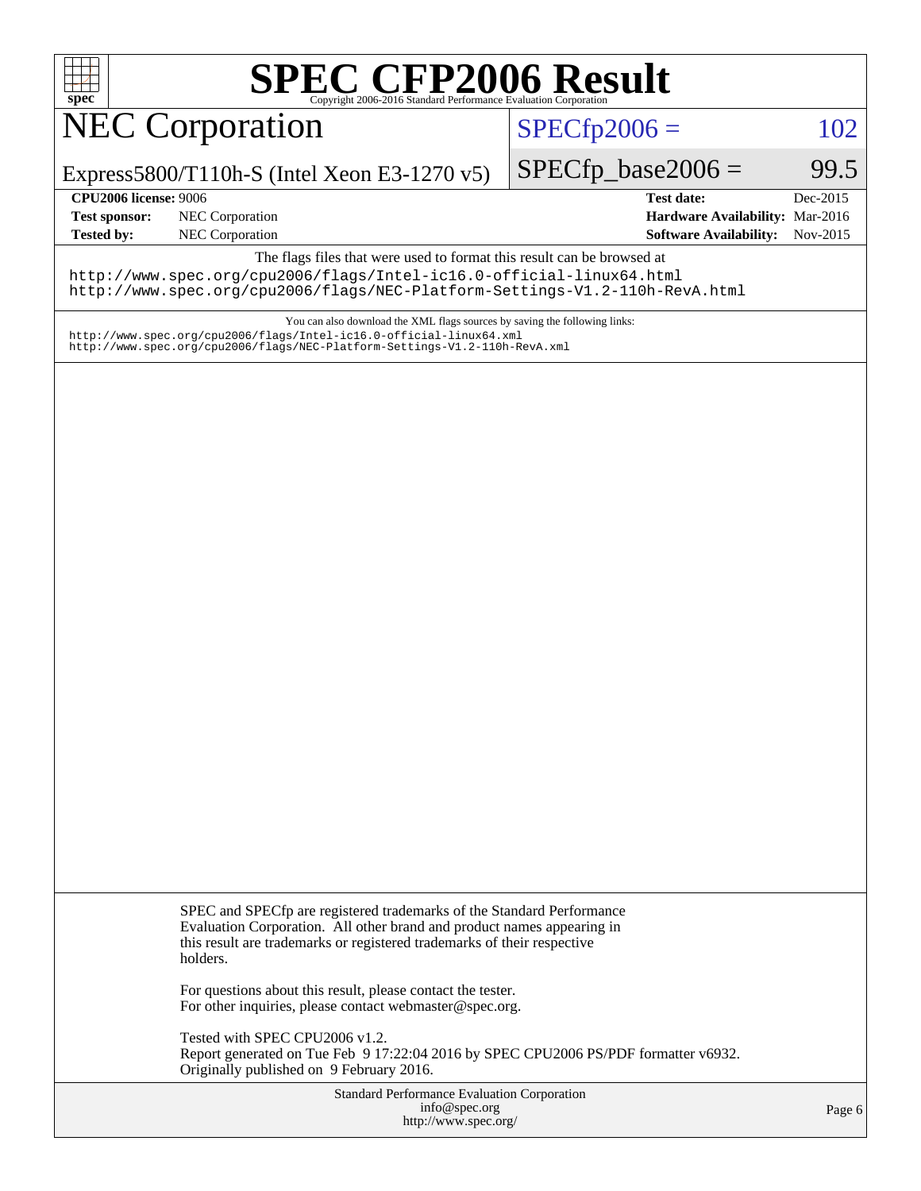# SPEC CFP2006 Result

Copyright 2006-2016 Standard Performance Evaluation Corporation

## NEC Corporation

Express5800/T110h-S (Intel Xeon E3-1270 v5)

SPECfp2006 = 102

SPECfp_base2006 = 99.5

**CPU2006 license:** 9006
**Test sponsor:** NEC Corporation
**Tested by:** NEC Corporation

**Test date:** Dec-2015
**Hardware Availability:** Mar-2016
**Software Availability:** Nov-2015

The flags files that were used to format this result can be browsed at

http://www.spec.org/cpu2006/flags/Intel-ic16.0-official-linux64.html
http://www.spec.org/cpu2006/flags/NEC-Platform-Settings-V1.2-110h-RevA.html

You can also download the XML flags sources by saving the following links:

http://www.spec.org/cpu2006/flags/Intel-ic16.0-official-linux64.xml
http://www.spec.org/cpu2006/flags/NEC-Platform-Settings-V1.2-110h-RevA.xml

SPEC and SPECfp are registered trademarks of the Standard Performance Evaluation Corporation. All other brand and product names appearing in this result are trademarks or registered trademarks of their respective holders.

For questions about this result, please contact the tester.
For other inquiries, please contact webmaster@spec.org.

Tested with SPEC CPU2006 v1.2.
Report generated on Tue Feb 9 17:22:04 2016 by SPEC CPU2006 PS/PDF formatter v6932.
Originally published on 9 February 2016.

Standard Performance Evaluation Corporation
info@spec.org
http://www.spec.org/